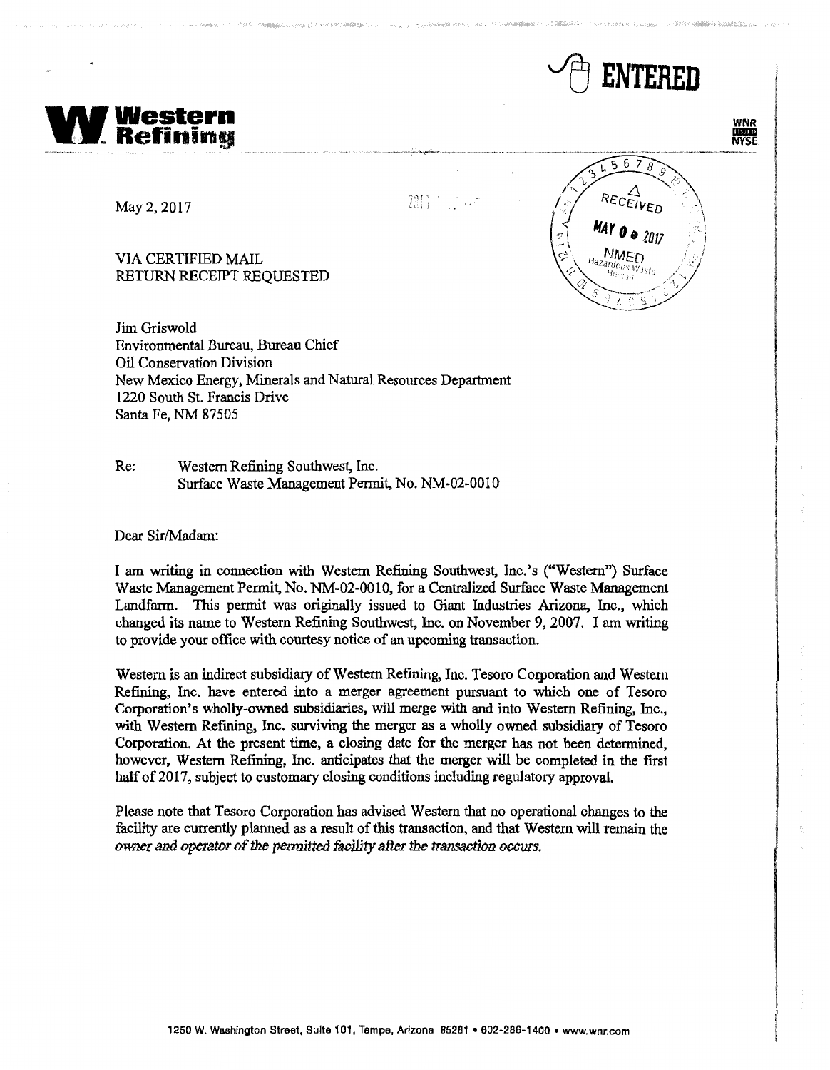**Western Refining**

ENTERED

WNR NYSE

RECEIVED MAY 0 2017 NMED Hazardous Waste Bureau

May 2, 2017

VIA CERTIFIED MAIL
RETURN RECEIPT REQUESTED

Jim Griswold
Environmental Bureau, Bureau Chief
Oil Conservation Division
New Mexico Energy, Minerals and Natural Resources Department
1220 South St. Francis Drive
Santa Fe, NM 87505

Re: Western Refining Southwest, Inc.
Surface Waste Management Permit, No. NM-02-0010

Dear Sir/Madam:

I am writing in connection with Western Refining Southwest, Inc.'s ("Western") Surface Waste Management Permit, No. NM-02-0010, for a Centralized Surface Waste Management Landfarm. This permit was originally issued to Giant Industries Arizona, Inc., which changed its name to Western Refining Southwest, Inc. on November 9, 2007. I am writing to provide your office with courtesy notice of an upcoming transaction.

Western is an indirect subsidiary of Western Refining, Inc. Tesoro Corporation and Western Refining, Inc. have entered into a merger agreement pursuant to which one of Tesoro Corporation's wholly-owned subsidiaries, will merge with and into Western Refining, Inc., with Western Refining, Inc. surviving the merger as a wholly owned subsidiary of Tesoro Corporation. At the present time, a closing date for the merger has not been determined, however, Western Refining, Inc. anticipates that the merger will be completed in the first half of 2017, subject to customary closing conditions including regulatory approval.

Please note that Tesoro Corporation has advised Western that no operational changes to the facility are currently planned as a result of this transaction, and that Western will remain the owner and operator of the permitted facility after the transaction occurs.

1250 W. Washington Street, Suite 101, Tempe, Arizona 85281 • 602-286-1400 • www.wnr.com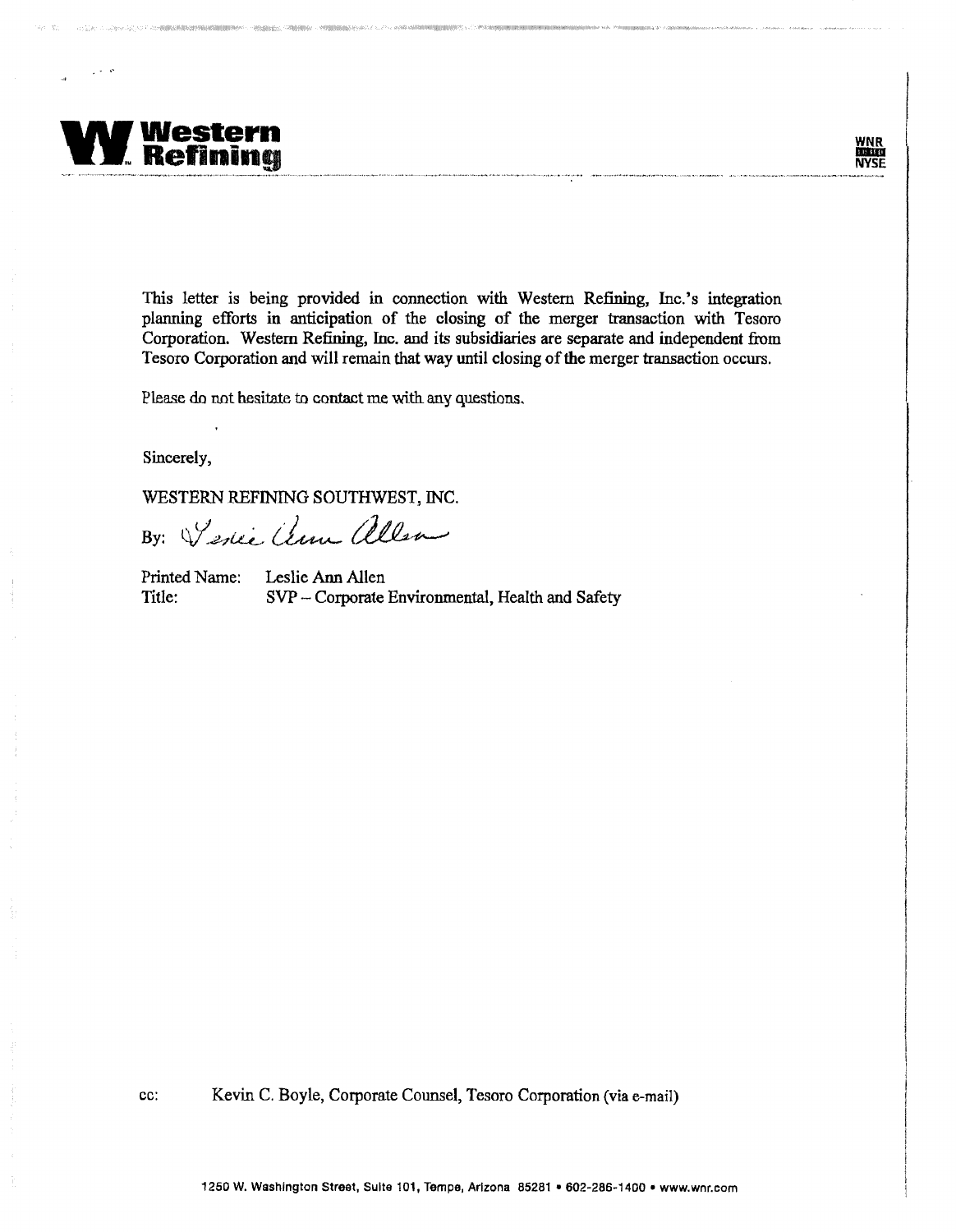**Western Refining**

WNR
NYSE

This letter is being provided in connection with Western Refining, Inc.'s integration planning efforts in anticipation of the closing of the merger transaction with Tesoro Corporation. Western Refining, Inc. and its subsidiaries are separate and independent from Tesoro Corporation and will remain that way until closing of the merger transaction occurs.

Please do not hesitate to contact me with any questions.

Sincerely,

WESTERN REFINING SOUTHWEST, INC.

By: Leslie Ann Allen

Printed Name: Leslie Ann Allen
Title: SVP – Corporate Environmental, Health and Safety

cc: Kevin C. Boyle, Corporate Counsel, Tesoro Corporation (via e-mail)

1250 W. Washington Street, Suite 101, Tempe, Arizona 85281 • 602-286-1400 • www.wnr.com